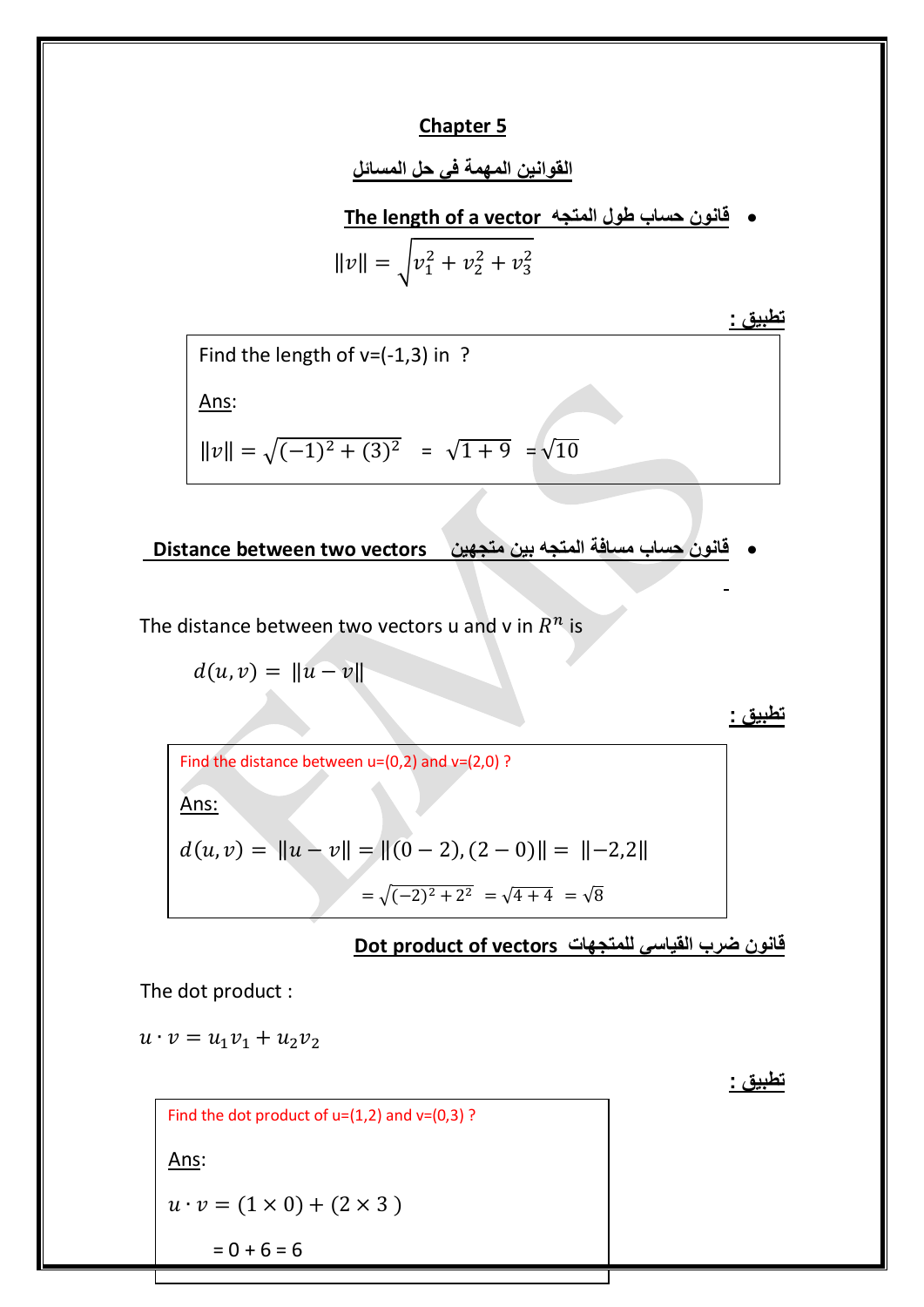# Chapter 5

## القوانين المهمة فى حل المسائل

- **The length of a vector قانون حساب طول المتجه**

$$\|v\| = \sqrt{v_1^2 + v_2^2 + v_3^2}$$

**تطبيق :**

Find the length of v=(-1,3) in ?

Ans:

$\|v\| = \sqrt{(-1)^2 + (3)^2} = \sqrt{1+9} = \sqrt{10}$

- **Distance between two vectors قانون حساب مسافة المتجه بين متجهين**

The distance between two vectors u and v in $R^n$ is

$$d(u,v) = \|u - v\|$$

**تطبيق :**

Find the distance between u=(0,2) and v=(2,0) ?

Ans:

$d(u,v) = \|u - v\| = \|(0-2),(2-0)\| = \|-2,2\|$

$= \sqrt{(-2)^2 + 2^2} = \sqrt{4+4} = \sqrt{8}$

**Dot product of vectors قانون ضرب القياسى للمتجهات**

The dot product :

$$u \cdot v = u_1 v_1 + u_2 v_2$$

**تطبيق :**

Find the dot product of u=(1,2) and v=(0,3) ?

Ans:

$u \cdot v = (1 \times 0) + (2 \times 3)$

$= 0 + 6 = 6$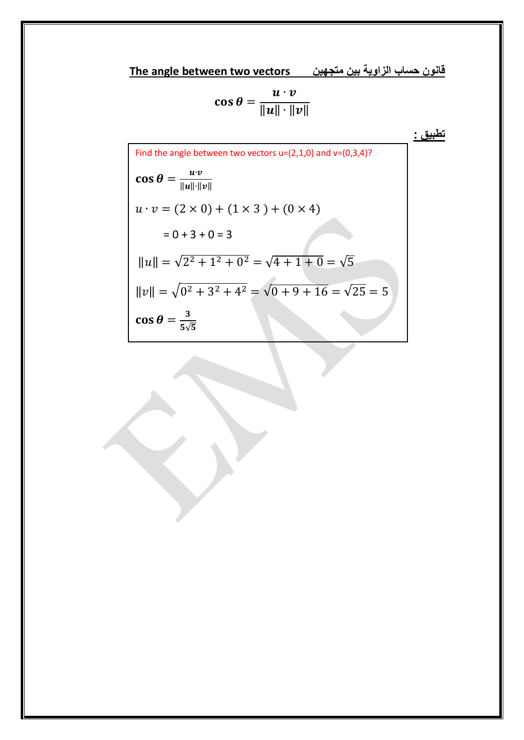## The angle between two vectors قانون حساب الزاوية بين متجهين

$$\cos\boldsymbol{\theta} = \frac{\boldsymbol{u}\cdot\boldsymbol{v}}{\|\boldsymbol{u}\|\cdot\|\boldsymbol{v}\|}$$

**تطبيق :**

Find the angle between two vectors u=(2,1,0) and v=(0,3,4)?

$$\cos\boldsymbol{\theta} = \frac{\boldsymbol{u}\cdot\boldsymbol{v}}{\|\boldsymbol{u}\|\cdot\|\boldsymbol{v}\|}$$

$$u\cdot v = (2\times 0) + (1\times 3) + (0\times 4)$$

$= 0 + 3 + 0 = 3$

$$\|u\| = \sqrt{2^2+1^2+0^2} = \sqrt{4+1+0} = \sqrt{5}$$

$$\|v\| = \sqrt{0^2+3^2+4^2} = \sqrt{0+9+16} = \sqrt{25} = 5$$

$$\cos\boldsymbol{\theta} = \frac{3}{5\sqrt{5}}$$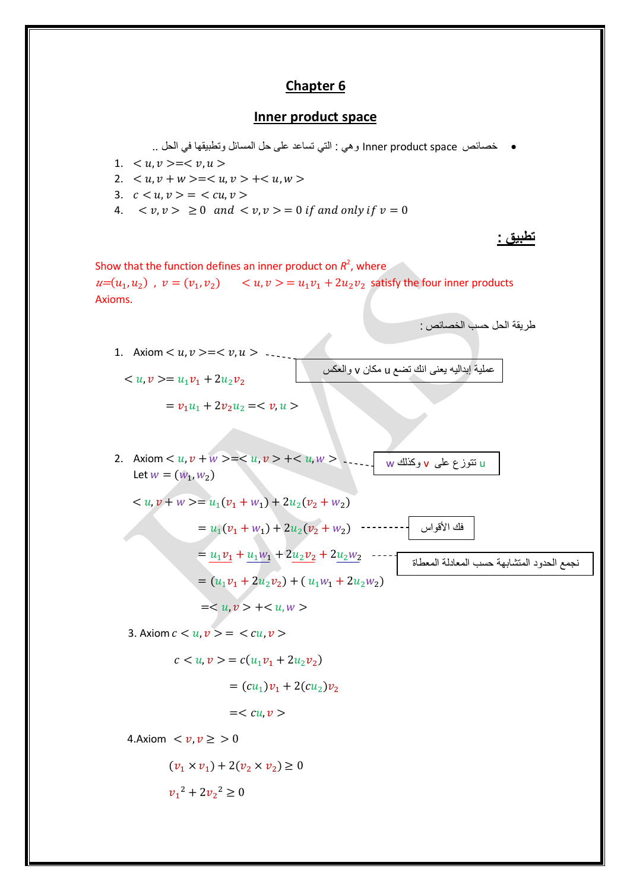# Chapter 6

## Inner product space

- خصائص Inner product space وهي : التي تساعد على حل المسائل وتطبيقها في الحل ..

1. $< u, v > = < v, u >$
2. $< u, v + w > = < u, v > + < u, w >$
3. $c < u, v > = < cu, v >$
4. $< v, v > \geq 0$ $and$ $< v, v > = 0$ $if\ and\ only\ if$ $v = 0$

## تطبيق :

Show that the function defines an inner product on $R^2$, where $u = (u_1, u_2)$ , $v = (v_1, v_2)$ $\quad < u, v > = u_1 v_1 + 2u_2 v_2$ satisfy the four inner products Axioms.

طريقة الحل حسب الخصائص :

1. Axiom $< u, v > = < v, u >$ ------ عملية إبداليه يعنى انك تضع u مكان v والعكس

$$< u, v > = u_1 v_1 + 2u_2 v_2$$

$$= v_1 u_1 + 2v_2 u_2 = < v, u >$$

2. Axiom $< u, v + w > = < u, v > + < u, w >$ ------ u تتوزع على v وكذلك w

Let $w = (w_1, w_2)$

$$< u, v + w > = u_1(v_1 + w_1) + 2u_2(v_2 + w_2)$$

$$= u_1(v_1 + w_1) + 2u_2(v_2 + w_2)$$ ------ فك الأقواس

$$= u_1 v_1 + u_1 w_1 + 2u_2 v_2 + 2u_2 w_2$$ ------ نجمع الحدود المتشابهة حسب المعادلة المعطاة

$$= (u_1 v_1 + 2u_2 v_2) + (u_1 w_1 + 2u_2 w_2)$$

$$= < u, v > + < u, w >$$

3. Axiom $c < u, v > = < cu, v >$

$$c < u, v > = c(u_1 v_1 + 2u_2 v_2)$$

$$= (cu_1) v_1 + 2(cu_2) v_2$$

$$= < cu, v >$$

4. Axiom $< v, v \geq > 0$

$$(v_1 \times v_1) + 2(v_2 \times v_2) \geq 0$$

$$v_1{}^2 + 2v_2{}^2 \geq 0$$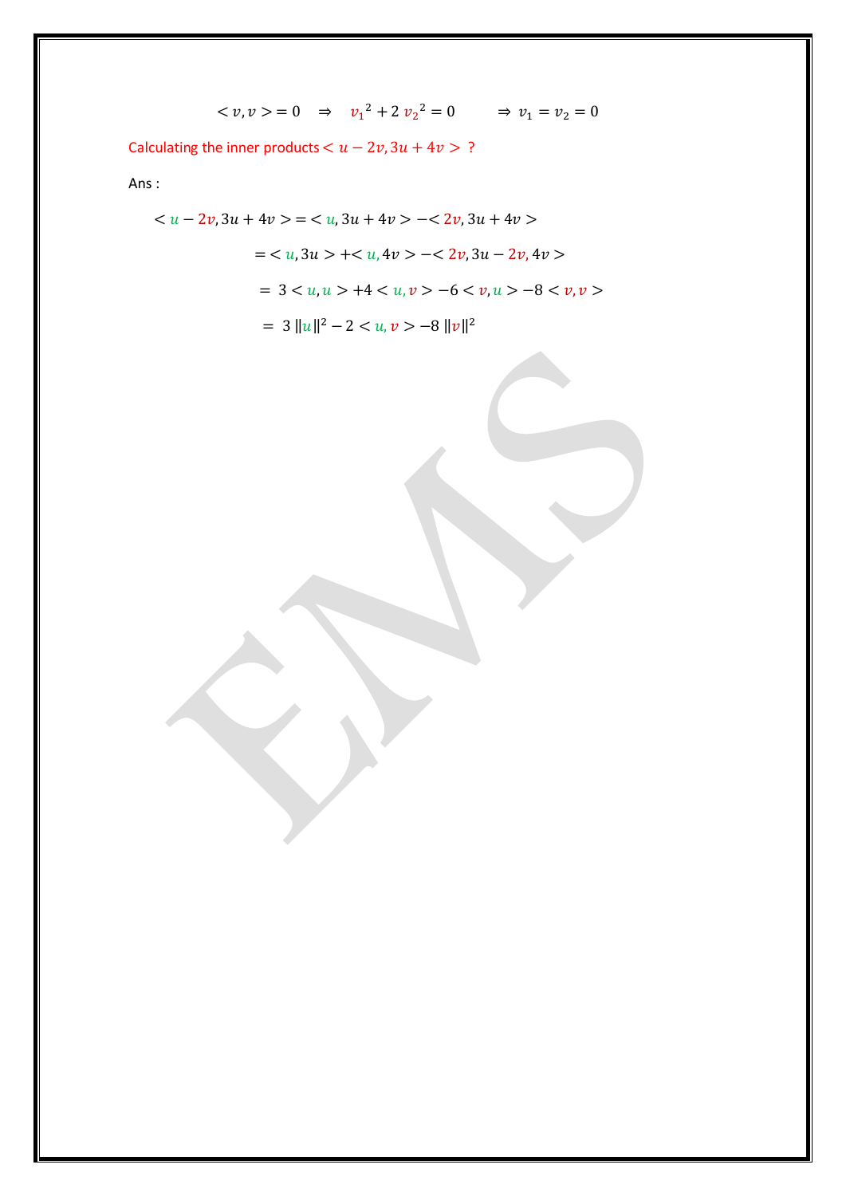$$< v, v > = 0 \quad \Rightarrow \quad v_1{}^2 + 2\, v_2{}^2 = 0 \qquad \Rightarrow v_1 = v_2 = 0$$

Calculating the inner products $< u - 2v, 3u + 4v >$ ?

Ans :

$$< u - 2v, 3u + 4v > = < u, 3u + 4v > - < 2v, 3u + 4v >$$

$$= < u, 3u > + < u, 4v > - < 2v, 3u - 2v, 4v >$$

$$= 3 < u, u > + 4 < u, v > - 6 < v, u > - 8 < v, v >$$

$$= 3 \, \|u\|^2 - 2 < u, v > - 8 \, \|v\|^2$$